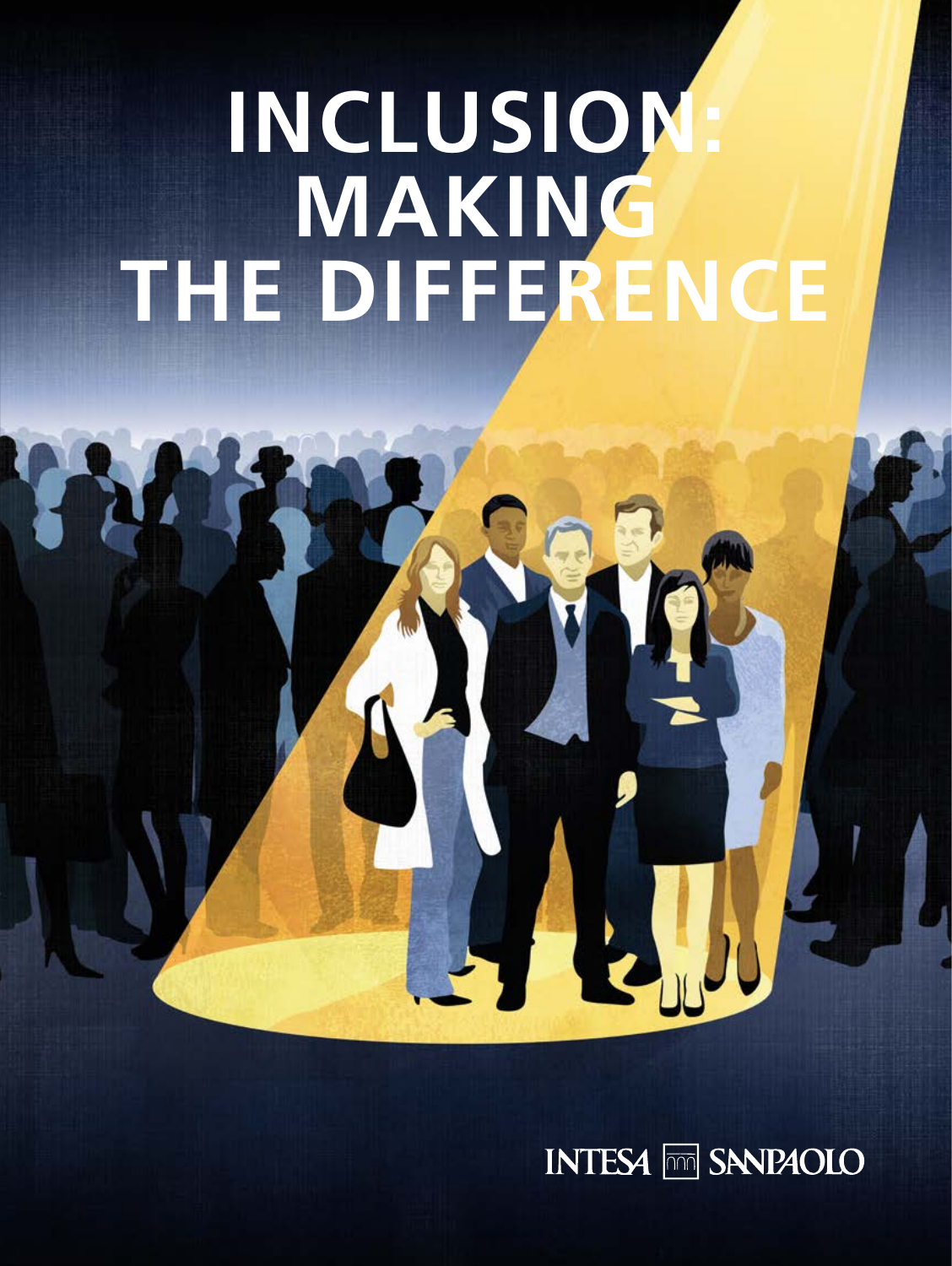# INCLUSION: MAKING THE DIFFERENCE

INTESA SANPAOLO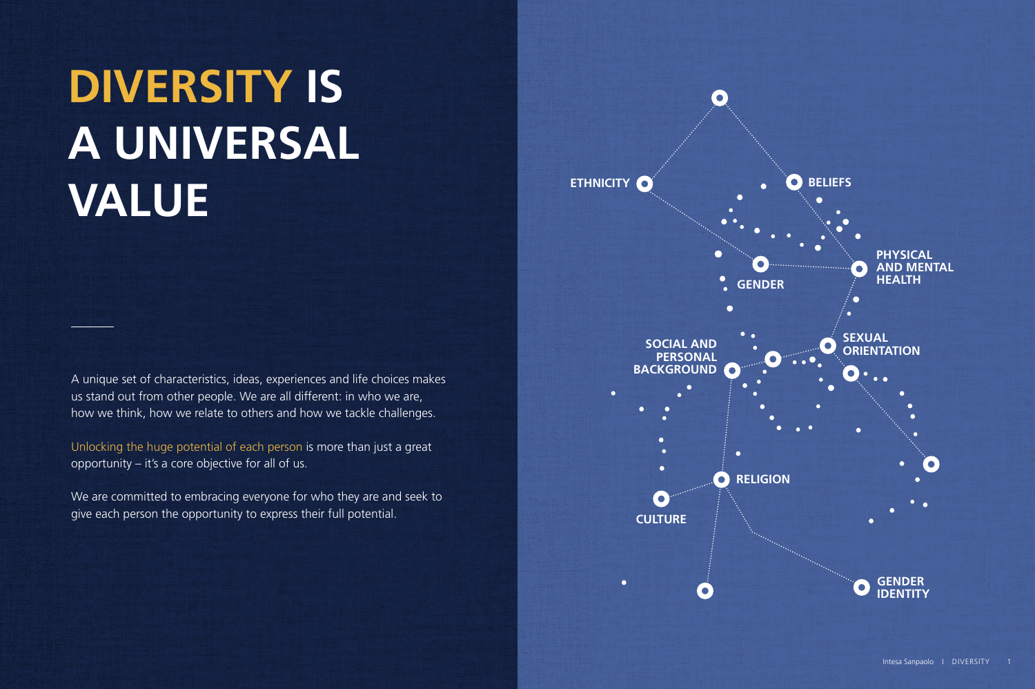# DIVERSITY IS A UNIVERSAL VALUE

A unique set of characteristics, ideas, experiences and life choices makes us stand out from other people. We are all different: in who we are, how we think, how we relate to others and how we tackle challenges.

Unlocking the huge potential of each person is more than just a great opportunity – it's a core objective for all of us.

We are committed to embracing everyone for who they are and seek to give each person the opportunity to express their full potential.

ETHNICITY

BELIEFS

GENDER

PHYSICAL AND MENTAL HEALTH

SOCIAL AND PERSONAL BACKGROUND

SEXUAL ORIENTATION

RELIGION

CULTURE

GENDER IDENTITY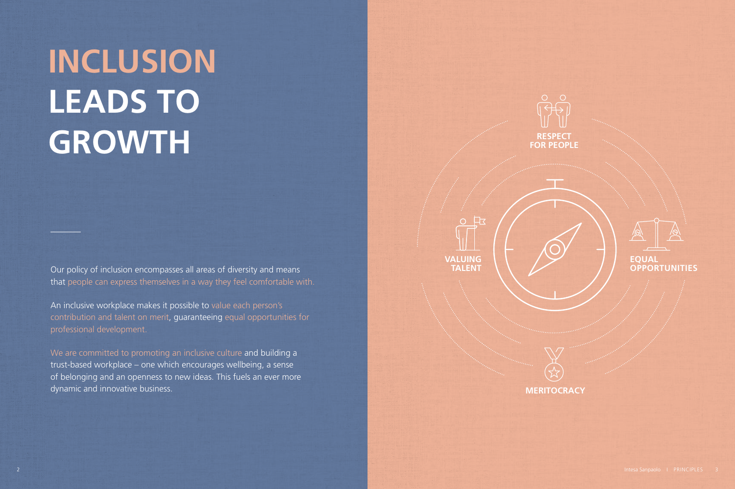# INCLUSION LEADS TO GROWTH

Our policy of inclusion encompasses all areas of diversity and means that people can express themselves in a way they feel comfortable with.

An inclusive workplace makes it possible to value each person's contribution and talent on merit, guaranteeing equal opportunities for professional development.

We are committed to promoting an inclusive culture and building a trust-based workplace – one which encourages wellbeing, a sense of belonging and an openness to new ideas. This fuels an ever more dynamic and innovative business.

**RESPECT FOR PEOPLE**

**VALUING TALENT**

**EQUAL OPPORTUNITIES**

**MERITOCRACY**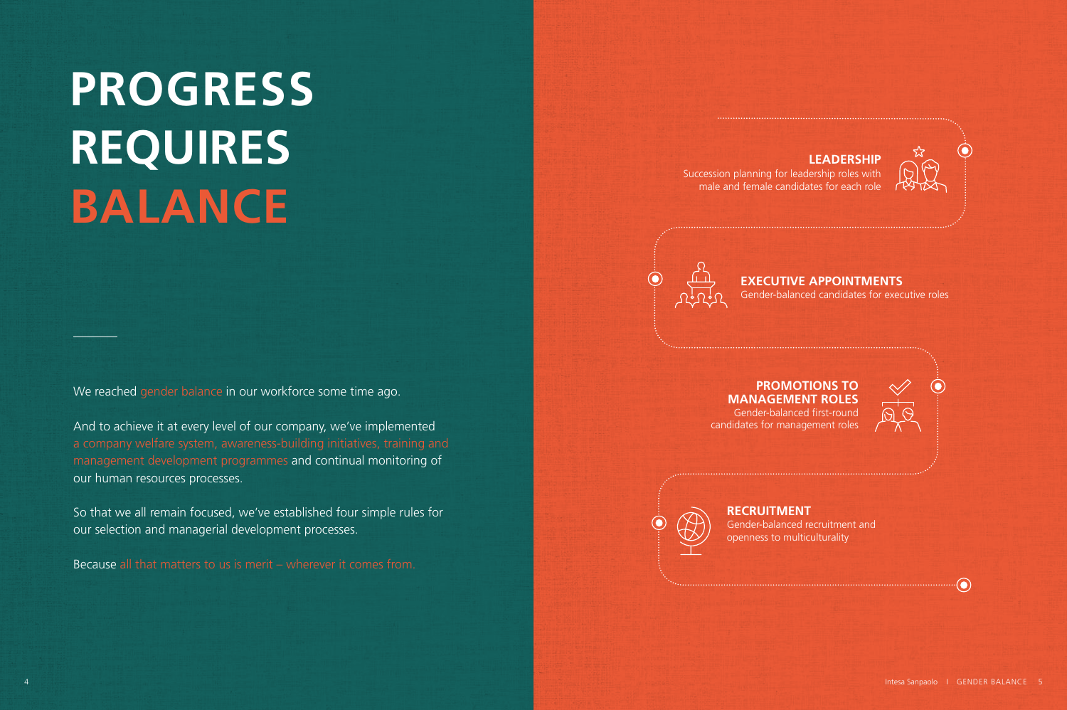# PROGRESS REQUIRES BALANCE

We reached gender balance in our workforce some time ago.

And to achieve it at every level of our company, we've implemented a company welfare system, awareness-building initiatives, training and management development programmes and continual monitoring of our human resources processes.

So that we all remain focused, we've established four simple rules for our selection and managerial development processes.

Because all that matters to us is merit – wherever it comes from.

**LEADERSHIP**
Succession planning for leadership roles with male and female candidates for each role

**EXECUTIVE APPOINTMENTS**
Gender-balanced candidates for executive roles

**PROMOTIONS TO MANAGEMENT ROLES**
Gender-balanced first-round candidates for management roles

**RECRUITMENT**
Gender-balanced recruitment and openness to multiculturality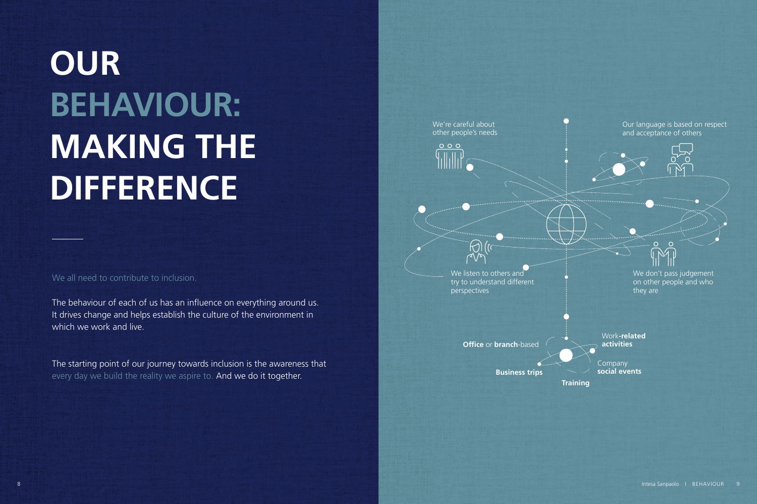# OUR BEHAVIOUR: MAKING THE DIFFERENCE

We all need to contribute to inclusion.

The behaviour of each of us has an influence on everything around us. It drives change and helps establish the culture of the environment in which we work and live.

The starting point of our journey towards inclusion is the awareness that every day we build the reality we aspire to. And we do it together.

We're careful about other people's needs

Our language is based on respect and acceptance of others

We listen to others and try to understand different perspectives

We don't pass judgement on other people and who they are

**Office** or **branch**-based

Work-**related activities**

**Business trips**

Company **social events**

**Training**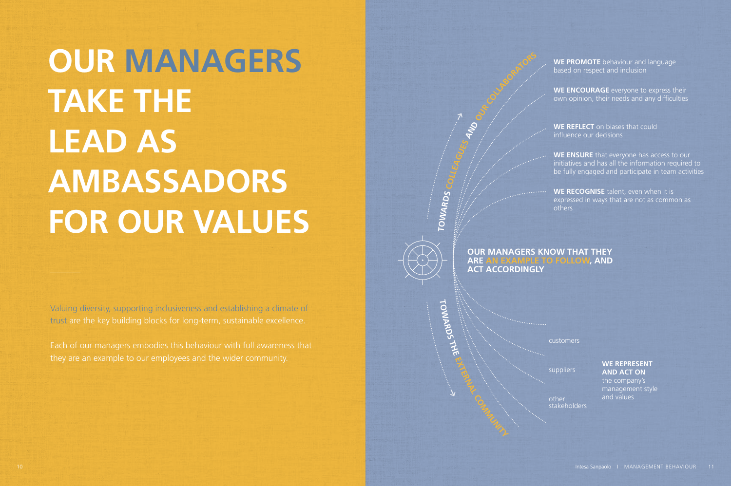# OUR MANAGERS TAKE THE LEAD AS AMBASSADORS FOR OUR VALUES

Valuing diversity, supporting inclusiveness and establishing a climate of trust are the key building blocks for long-term, sustainable excellence.

Each of our managers embodies this behaviour with full awareness that they are an example to our employees and the wider community.

**OUR MANAGERS KNOW THAT THEY ARE AN EXAMPLE TO FOLLOW, AND ACT ACCORDINGLY**

TOWARDS COLLEAGUES AND OUR COLLABORATORS

**WE PROMOTE** behaviour and language based on respect and inclusion

**WE ENCOURAGE** everyone to express their own opinion, their needs and any difficulties

**WE REFLECT** on biases that could influence our decisions

**WE ENSURE** that everyone has access to our initiatives and has all the information required to be fully engaged and participate in team activities

**WE RECOGNISE** talent, even when it is expressed in ways that are not as common as others

TOWARDS THE EXTERNAL COMMUNITY

customers

suppliers

other stakeholders

**WE REPRESENT AND ACT ON** the company's management style and values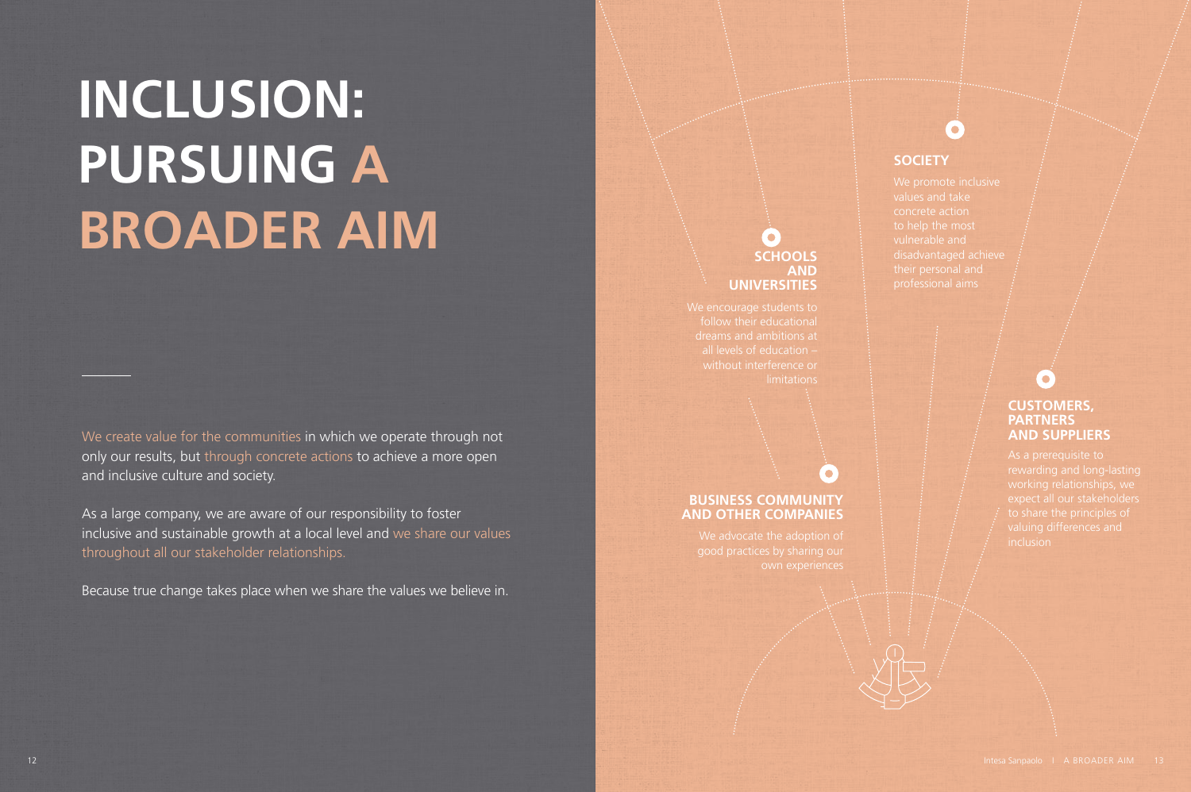# INCLUSION: PURSUING A BROADER AIM

We create value for the communities in which we operate through not only our results, but through concrete actions to achieve a more open and inclusive culture and society.

As a large company, we are aware of our responsibility to foster inclusive and sustainable growth at a local level and we share our values throughout all our stakeholder relationships.

Because true change takes place when we share the values we believe in.

### SOCIETY

We promote inclusive values and take concrete action to help the most vulnerable and disadvantaged achieve their personal and professional aims

### SCHOOLS AND UNIVERSITIES

We encourage students to follow their educational dreams and ambitions at all levels of education – without interference or limitations

### CUSTOMERS, PARTNERS AND SUPPLIERS

As a prerequisite to rewarding and long-lasting working relationships, we expect all our stakeholders to share the principles of valuing differences and inclusion

### BUSINESS COMMUNITY AND OTHER COMPANIES

We advocate the adoption of good practices by sharing our own experiences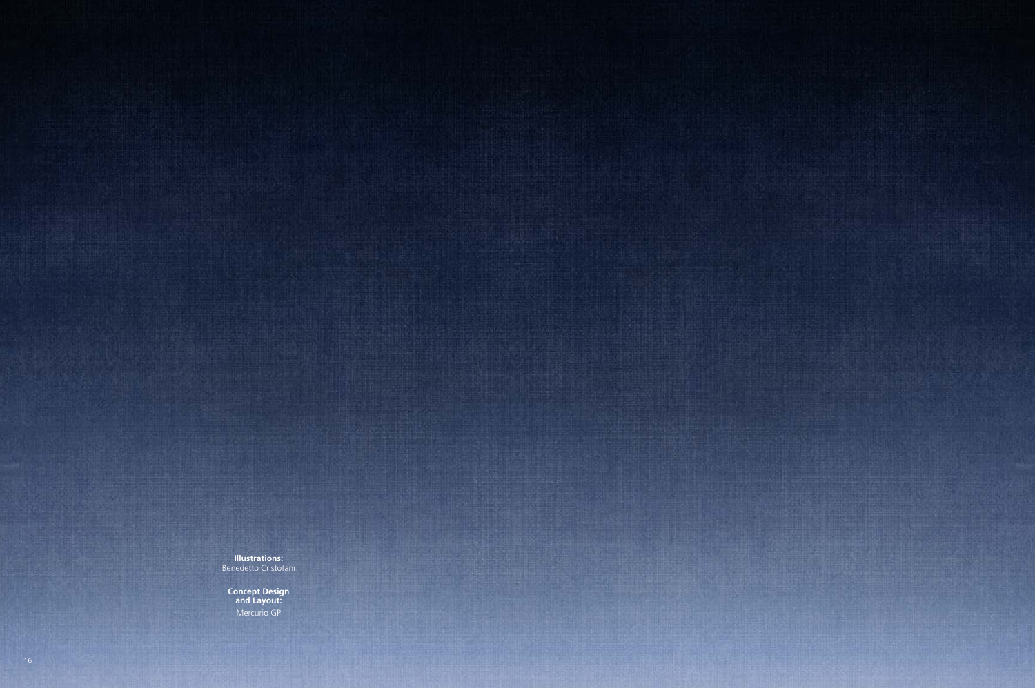**Illustrations:**
Benedetto Cristofani

**Concept Design and Layout:**
Mercurio GP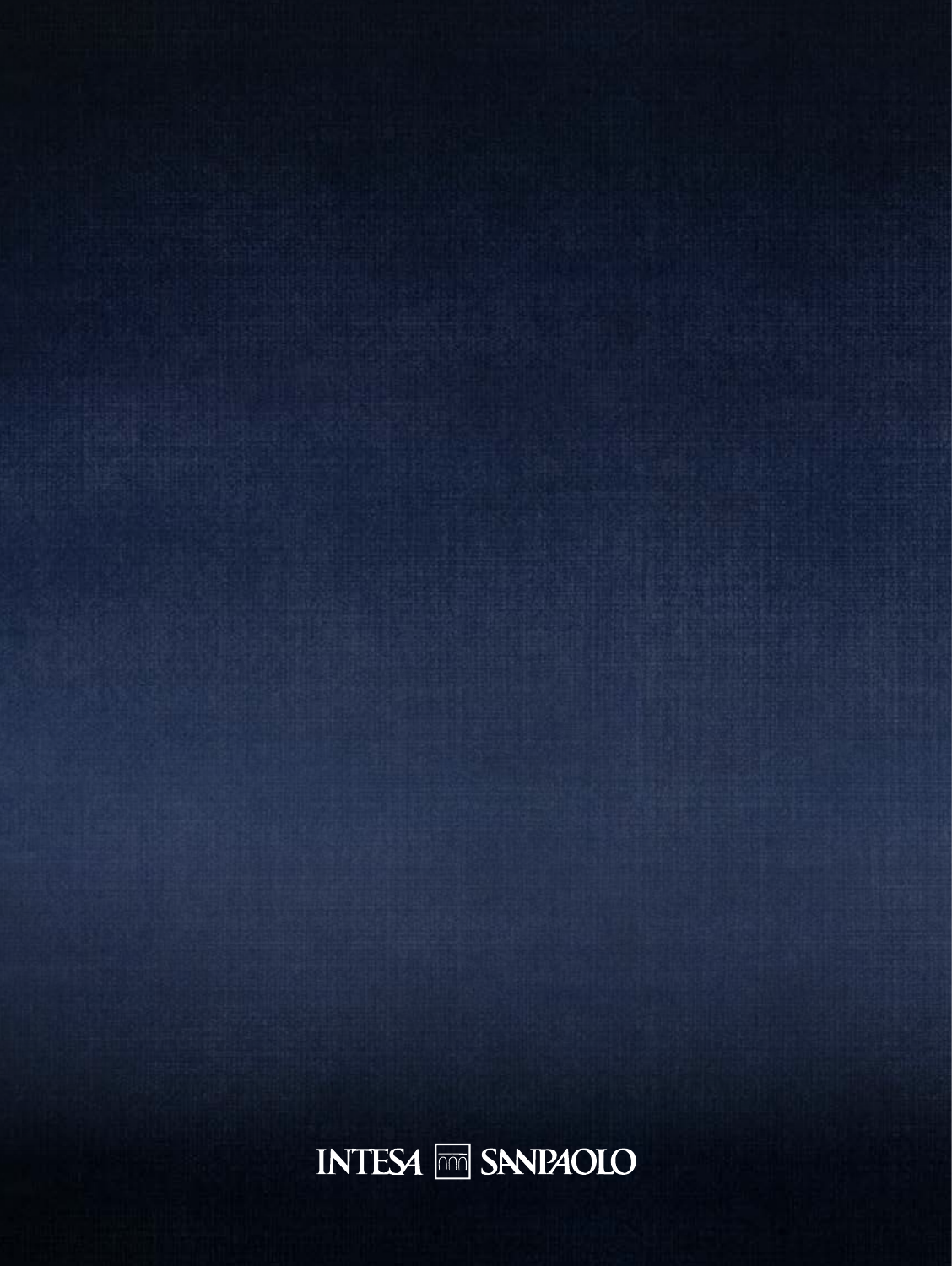INTESA SANPAOLO